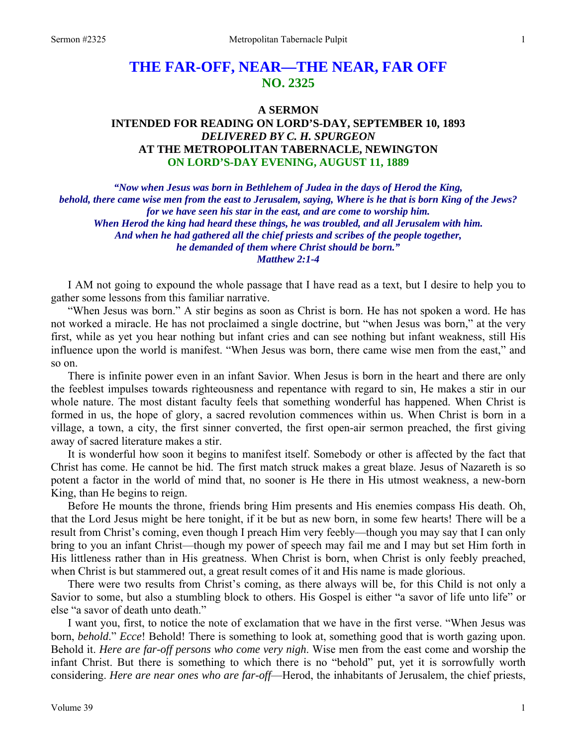# THE FAR-OFF, NEAR—THE NEAR, FAR OFF
## NO. 2325

### A SERMON
### INTENDED FOR READING ON LORD'S-DAY, SEPTEMBER 10, 1893
### *DELIVERED BY C. H. SPURGEON*
### AT THE METROPOLITAN TABERNACLE, NEWINGTON
### ON LORD'S-DAY EVENING, AUGUST 11, 1889

*"Now when Jesus was born in Bethlehem of Judea in the days of Herod the King, behold, there came wise men from the east to Jerusalem, saying, Where is he that is born King of the Jews? for we have seen his star in the east, and are come to worship him. When Herod the king had heard these things, he was troubled, and all Jerusalem with him. And when he had gathered all the chief priests and scribes of the people together, he demanded of them where Christ should be born."*
*Matthew 2:1-4*

I AM not going to expound the whole passage that I have read as a text, but I desire to help you to gather some lessons from this familiar narrative.

"When Jesus was born." A stir begins as soon as Christ is born. He has not spoken a word. He has not worked a miracle. He has not proclaimed a single doctrine, but "when Jesus was born," at the very first, while as yet you hear nothing but infant cries and can see nothing but infant weakness, still His influence upon the world is manifest. "When Jesus was born, there came wise men from the east," and so on.

There is infinite power even in an infant Savior. When Jesus is born in the heart and there are only the feeblest impulses towards righteousness and repentance with regard to sin, He makes a stir in our whole nature. The most distant faculty feels that something wonderful has happened. When Christ is formed in us, the hope of glory, a sacred revolution commences within us. When Christ is born in a village, a town, a city, the first sinner converted, the first open-air sermon preached, the first giving away of sacred literature makes a stir.

It is wonderful how soon it begins to manifest itself. Somebody or other is affected by the fact that Christ has come. He cannot be hid. The first match struck makes a great blaze. Jesus of Nazareth is so potent a factor in the world of mind that, no sooner is He there in His utmost weakness, a new-born King, than He begins to reign.

Before He mounts the throne, friends bring Him presents and His enemies compass His death. Oh, that the Lord Jesus might be here tonight, if it be but as new born, in some few hearts! There will be a result from Christ's coming, even though I preach Him very feebly—though you may say that I can only bring to you an infant Christ—though my power of speech may fail me and I may but set Him forth in His littleness rather than in His greatness. When Christ is born, when Christ is only feebly preached, when Christ is but stammered out, a great result comes of it and His name is made glorious.

There were two results from Christ's coming, as there always will be, for this Child is not only a Savior to some, but also a stumbling block to others. His Gospel is either "a savor of life unto life" or else "a savor of death unto death."

I want you, first, to notice the note of exclamation that we have in the first verse. "When Jesus was born, *behold*." *Ecce*! Behold! There is something to look at, something good that is worth gazing upon. Behold it. *Here are far-off persons who come very nigh*. Wise men from the east come and worship the infant Christ. But there is something to which there is no "behold" put, yet it is sorrowfully worth considering. *Here are near ones who are far-off*—Herod, the inhabitants of Jerusalem, the chief priests,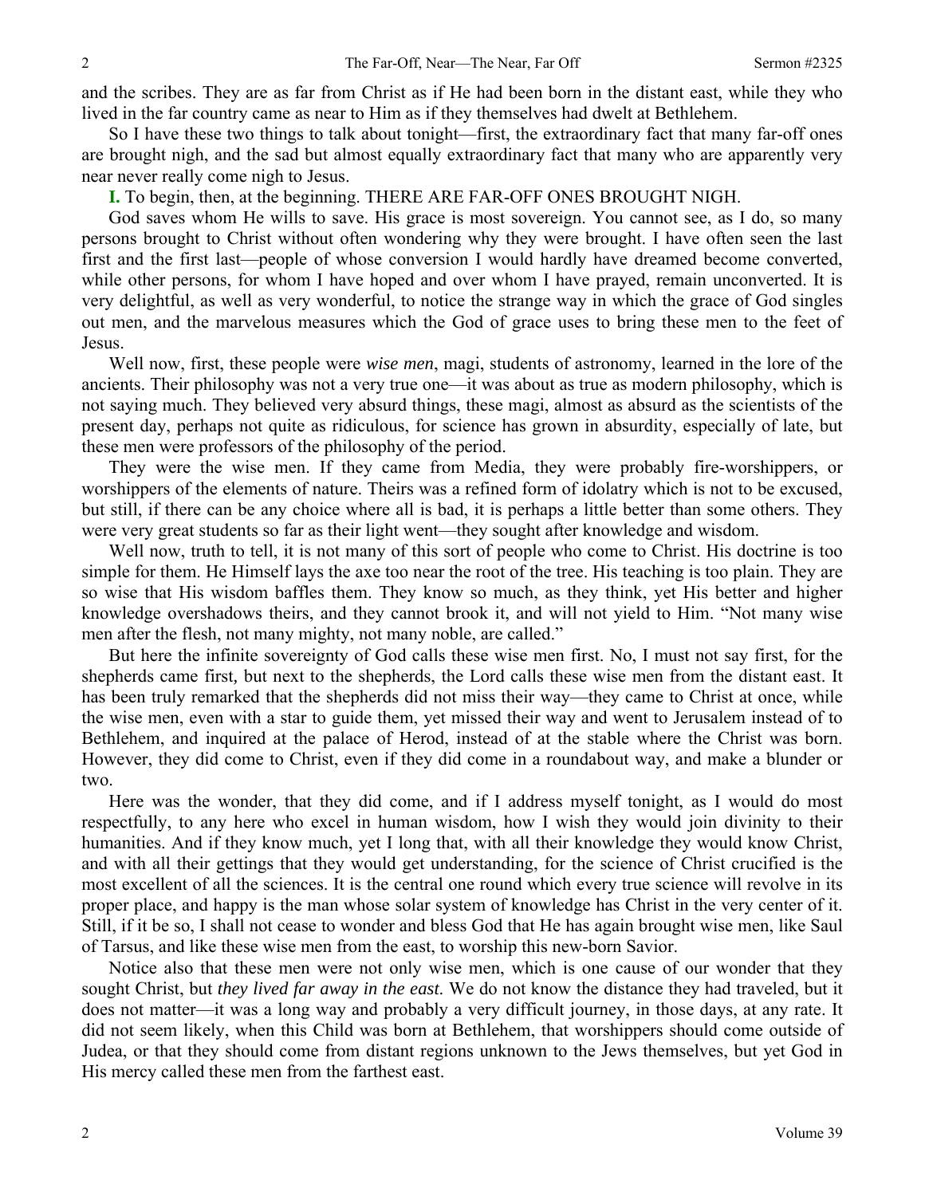and the scribes. They are as far from Christ as if He had been born in the distant east, while they who lived in the far country came as near to Him as if they themselves had dwelt at Bethlehem.

So I have these two things to talk about tonight—first, the extraordinary fact that many far-off ones are brought nigh, and the sad but almost equally extraordinary fact that many who are apparently very near never really come nigh to Jesus.

**I.** To begin, then, at the beginning. THERE ARE FAR-OFF ONES BROUGHT NIGH.

God saves whom He wills to save. His grace is most sovereign. You cannot see, as I do, so many persons brought to Christ without often wondering why they were brought. I have often seen the last first and the first last—people of whose conversion I would hardly have dreamed become converted, while other persons, for whom I have hoped and over whom I have prayed, remain unconverted. It is very delightful, as well as very wonderful, to notice the strange way in which the grace of God singles out men, and the marvelous measures which the God of grace uses to bring these men to the feet of Jesus.

Well now, first, these people were *wise men*, magi, students of astronomy, learned in the lore of the ancients. Their philosophy was not a very true one—it was about as true as modern philosophy, which is not saying much. They believed very absurd things, these magi, almost as absurd as the scientists of the present day, perhaps not quite as ridiculous, for science has grown in absurdity, especially of late, but these men were professors of the philosophy of the period.

They were the wise men. If they came from Media, they were probably fire-worshippers, or worshippers of the elements of nature. Theirs was a refined form of idolatry which is not to be excused, but still, if there can be any choice where all is bad, it is perhaps a little better than some others. They were very great students so far as their light went—they sought after knowledge and wisdom.

Well now, truth to tell, it is not many of this sort of people who come to Christ. His doctrine is too simple for them. He Himself lays the axe too near the root of the tree. His teaching is too plain. They are so wise that His wisdom baffles them. They know so much, as they think, yet His better and higher knowledge overshadows theirs, and they cannot brook it, and will not yield to Him. "Not many wise men after the flesh, not many mighty, not many noble, are called."

But here the infinite sovereignty of God calls these wise men first. No, I must not say first, for the shepherds came first, but next to the shepherds, the Lord calls these wise men from the distant east. It has been truly remarked that the shepherds did not miss their way—they came to Christ at once, while the wise men, even with a star to guide them, yet missed their way and went to Jerusalem instead of to Bethlehem, and inquired at the palace of Herod, instead of at the stable where the Christ was born. However, they did come to Christ, even if they did come in a roundabout way, and make a blunder or two.

Here was the wonder, that they did come, and if I address myself tonight, as I would do most respectfully, to any here who excel in human wisdom, how I wish they would join divinity to their humanities. And if they know much, yet I long that, with all their knowledge they would know Christ, and with all their gettings that they would get understanding, for the science of Christ crucified is the most excellent of all the sciences. It is the central one round which every true science will revolve in its proper place, and happy is the man whose solar system of knowledge has Christ in the very center of it. Still, if it be so, I shall not cease to wonder and bless God that He has again brought wise men, like Saul of Tarsus, and like these wise men from the east, to worship this new-born Savior.

Notice also that these men were not only wise men, which is one cause of our wonder that they sought Christ, but *they lived far away in the east.* We do not know the distance they had traveled, but it does not matter—it was a long way and probably a very difficult journey, in those days, at any rate. It did not seem likely, when this Child was born at Bethlehem, that worshippers should come outside of Judea, or that they should come from distant regions unknown to the Jews themselves, but yet God in His mercy called these men from the farthest east.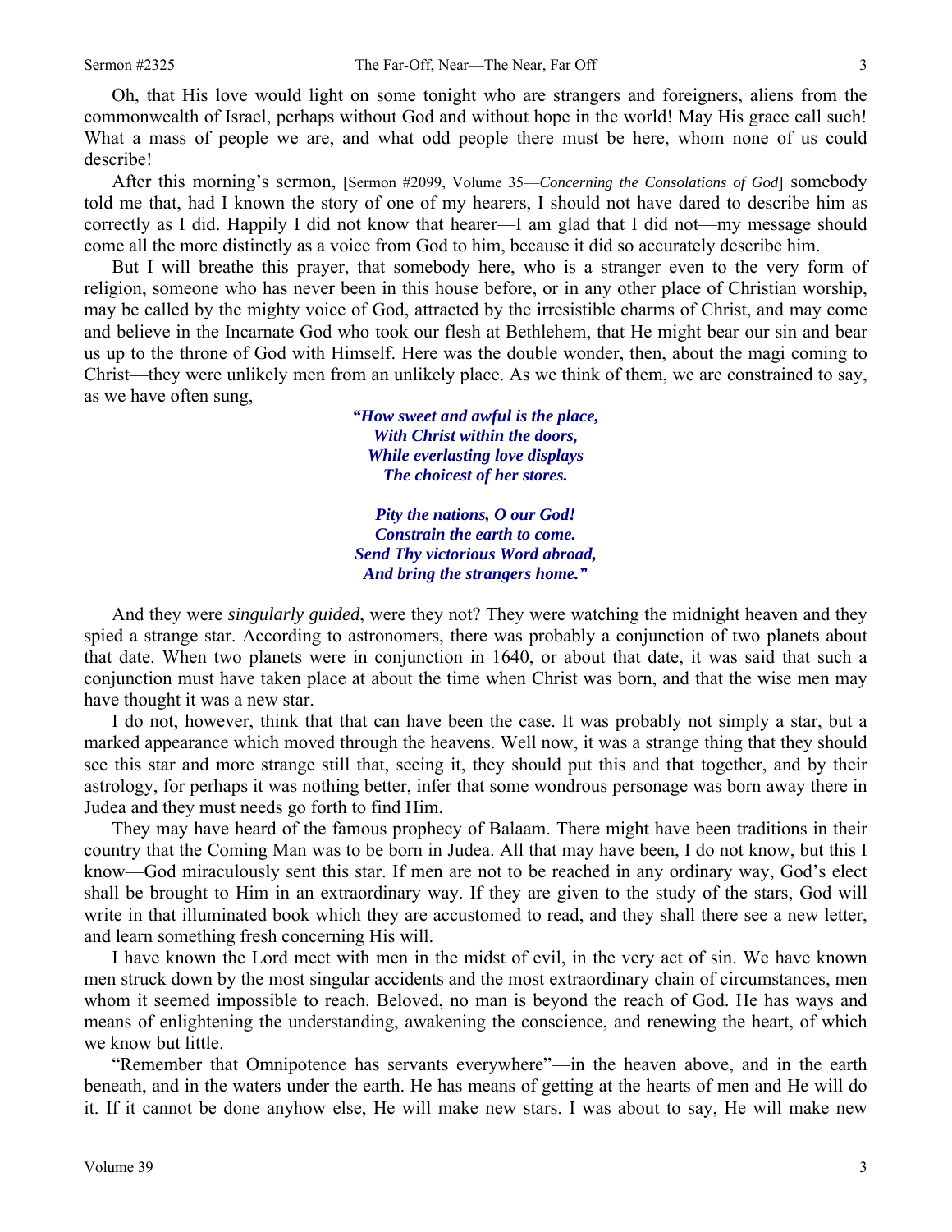Oh, that His love would light on some tonight who are strangers and foreigners, aliens from the commonwealth of Israel, perhaps without God and without hope in the world! May His grace call such! What a mass of people we are, and what odd people there must be here, whom none of us could describe!

After this morning's sermon, [Sermon #2099, Volume 35—*Concerning the Consolations of God*] somebody told me that, had I known the story of one of my hearers, I should not have dared to describe him as correctly as I did. Happily I did not know that hearer—I am glad that I did not—my message should come all the more distinctly as a voice from God to him, because it did so accurately describe him.

But I will breathe this prayer, that somebody here, who is a stranger even to the very form of religion, someone who has never been in this house before, or in any other place of Christian worship, may be called by the mighty voice of God, attracted by the irresistible charms of Christ, and may come and believe in the Incarnate God who took our flesh at Bethlehem, that He might bear our sin and bear us up to the throne of God with Himself. Here was the double wonder, then, about the magi coming to Christ—they were unlikely men from an unlikely place. As we think of them, we are constrained to say, as we have often sung,

> ***"How sweet and awful is the place,***
> ***With Christ within the doors,***
> ***While everlasting love displays***
> ***The choicest of her stores.***
>
> ***Pity the nations, O our God!***
> ***Constrain the earth to come.***
> ***Send Thy victorious Word abroad,***
> ***And bring the strangers home."***

And they were *singularly guided*, were they not? They were watching the midnight heaven and they spied a strange star. According to astronomers, there was probably a conjunction of two planets about that date. When two planets were in conjunction in 1640, or about that date, it was said that such a conjunction must have taken place at about the time when Christ was born, and that the wise men may have thought it was a new star.

I do not, however, think that that can have been the case. It was probably not simply a star, but a marked appearance which moved through the heavens. Well now, it was a strange thing that they should see this star and more strange still that, seeing it, they should put this and that together, and by their astrology, for perhaps it was nothing better, infer that some wondrous personage was born away there in Judea and they must needs go forth to find Him.

They may have heard of the famous prophecy of Balaam. There might have been traditions in their country that the Coming Man was to be born in Judea. All that may have been, I do not know, but this I know—God miraculously sent this star. If men are not to be reached in any ordinary way, God's elect shall be brought to Him in an extraordinary way. If they are given to the study of the stars, God will write in that illuminated book which they are accustomed to read, and they shall there see a new letter, and learn something fresh concerning His will.

I have known the Lord meet with men in the midst of evil, in the very act of sin. We have known men struck down by the most singular accidents and the most extraordinary chain of circumstances, men whom it seemed impossible to reach. Beloved, no man is beyond the reach of God. He has ways and means of enlightening the understanding, awakening the conscience, and renewing the heart, of which we know but little.

"Remember that Omnipotence has servants everywhere"—in the heaven above, and in the earth beneath, and in the waters under the earth. He has means of getting at the hearts of men and He will do it. If it cannot be done anyhow else, He will make new stars. I was about to say, He will make new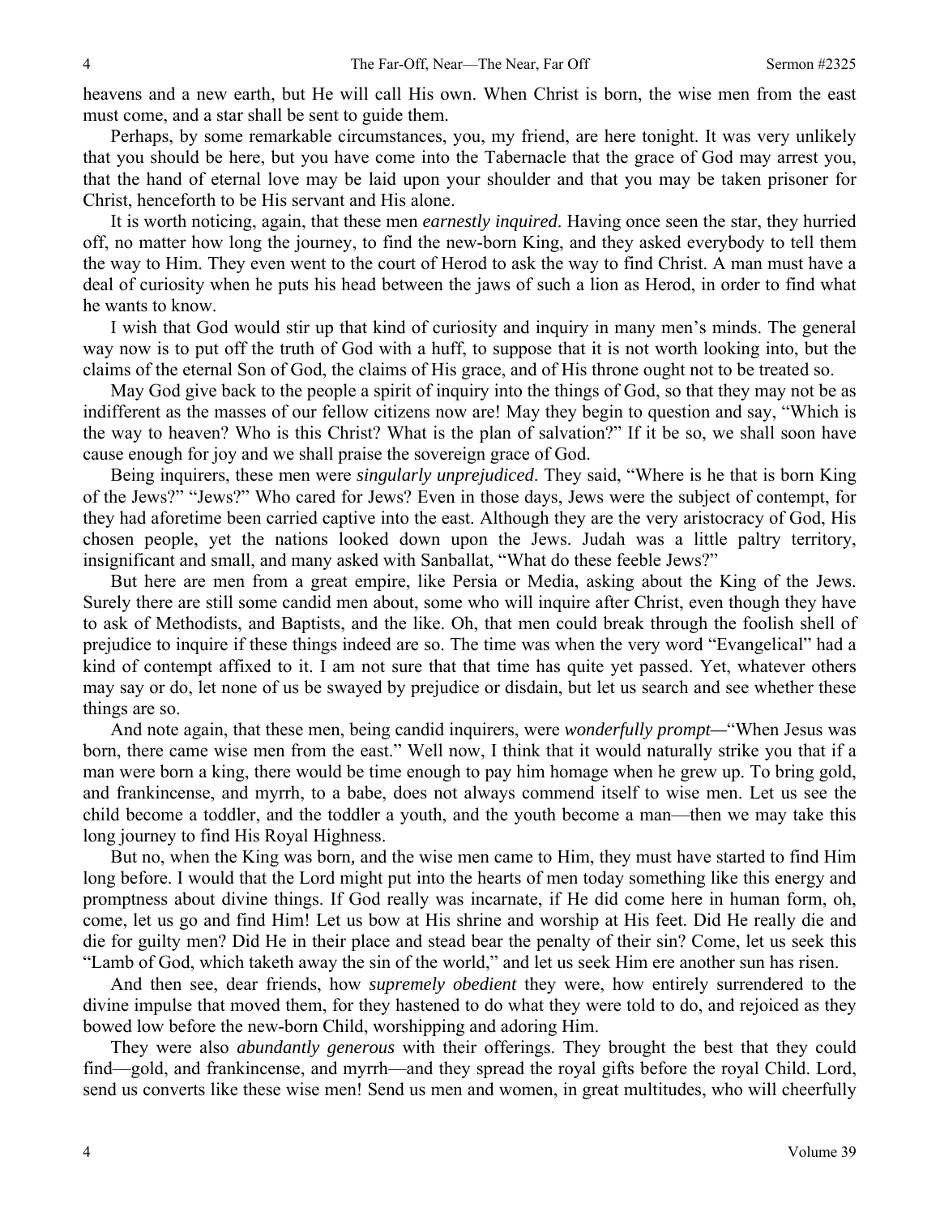heavens and a new earth, but He will call His own. When Christ is born, the wise men from the east must come, and a star shall be sent to guide them.

Perhaps, by some remarkable circumstances, you, my friend, are here tonight. It was very unlikely that you should be here, but you have come into the Tabernacle that the grace of God may arrest you, that the hand of eternal love may be laid upon your shoulder and that you may be taken prisoner for Christ, henceforth to be His servant and His alone.

It is worth noticing, again, that these men *earnestly inquired*. Having once seen the star, they hurried off, no matter how long the journey, to find the new-born King, and they asked everybody to tell them the way to Him. They even went to the court of Herod to ask the way to find Christ. A man must have a deal of curiosity when he puts his head between the jaws of such a lion as Herod, in order to find what he wants to know.

I wish that God would stir up that kind of curiosity and inquiry in many men's minds. The general way now is to put off the truth of God with a huff, to suppose that it is not worth looking into, but the claims of the eternal Son of God, the claims of His grace, and of His throne ought not to be treated so.

May God give back to the people a spirit of inquiry into the things of God, so that they may not be as indifferent as the masses of our fellow citizens now are! May they begin to question and say, "Which is the way to heaven? Who is this Christ? What is the plan of salvation?" If it be so, we shall soon have cause enough for joy and we shall praise the sovereign grace of God.

Being inquirers, these men were *singularly unprejudiced*. They said, "Where is he that is born King of the Jews?" "Jews?" Who cared for Jews? Even in those days, Jews were the subject of contempt, for they had aforetime been carried captive into the east. Although they are the very aristocracy of God, His chosen people, yet the nations looked down upon the Jews. Judah was a little paltry territory, insignificant and small, and many asked with Sanballat, "What do these feeble Jews?"

But here are men from a great empire, like Persia or Media, asking about the King of the Jews. Surely there are still some candid men about, some who will inquire after Christ, even though they have to ask of Methodists, and Baptists, and the like. Oh, that men could break through the foolish shell of prejudice to inquire if these things indeed are so. The time was when the very word "Evangelical" had a kind of contempt affixed to it. I am not sure that that time has quite yet passed. Yet, whatever others may say or do, let none of us be swayed by prejudice or disdain, but let us search and see whether these things are so.

And note again, that these men, being candid inquirers, were *wonderfully prompt—*"When Jesus was born, there came wise men from the east." Well now, I think that it would naturally strike you that if a man were born a king, there would be time enough to pay him homage when he grew up. To bring gold, and frankincense, and myrrh, to a babe, does not always commend itself to wise men. Let us see the child become a toddler, and the toddler a youth, and the youth become a man—then we may take this long journey to find His Royal Highness.

But no, when the King was born, and the wise men came to Him, they must have started to find Him long before. I would that the Lord might put into the hearts of men today something like this energy and promptness about divine things. If God really was incarnate, if He did come here in human form, oh, come, let us go and find Him! Let us bow at His shrine and worship at His feet. Did He really die and die for guilty men? Did He in their place and stead bear the penalty of their sin? Come, let us seek this "Lamb of God, which taketh away the sin of the world," and let us seek Him ere another sun has risen.

And then see, dear friends, how *supremely obedient* they were, how entirely surrendered to the divine impulse that moved them, for they hastened to do what they were told to do, and rejoiced as they bowed low before the new-born Child, worshipping and adoring Him.

They were also *abundantly generous* with their offerings. They brought the best that they could find—gold, and frankincense, and myrrh—and they spread the royal gifts before the royal Child. Lord, send us converts like these wise men! Send us men and women, in great multitudes, who will cheerfully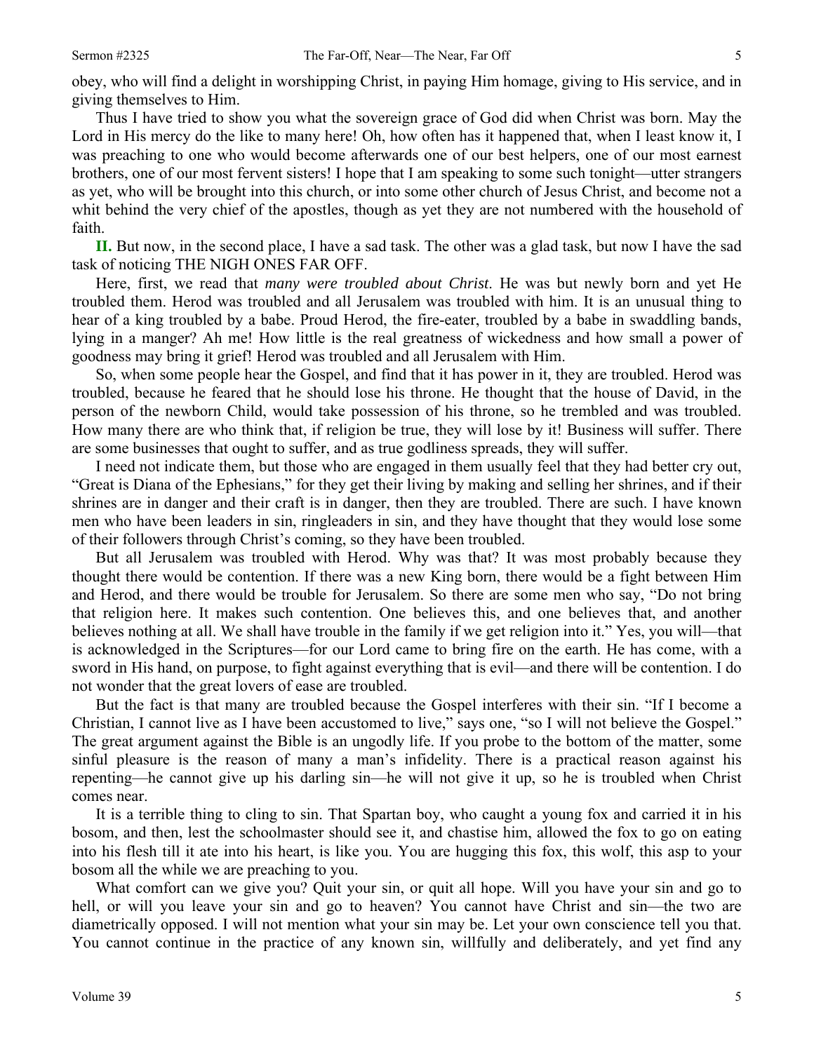obey, who will find a delight in worshipping Christ, in paying Him homage, giving to His service, and in giving themselves to Him.

Thus I have tried to show you what the sovereign grace of God did when Christ was born. May the Lord in His mercy do the like to many here! Oh, how often has it happened that, when I least know it, I was preaching to one who would become afterwards one of our best helpers, one of our most earnest brothers, one of our most fervent sisters! I hope that I am speaking to some such tonight—utter strangers as yet, who will be brought into this church, or into some other church of Jesus Christ, and become not a whit behind the very chief of the apostles, though as yet they are not numbered with the household of faith.

**II.** But now, in the second place, I have a sad task. The other was a glad task, but now I have the sad task of noticing THE NIGH ONES FAR OFF.

Here, first, we read that *many were troubled about Christ*. He was but newly born and yet He troubled them. Herod was troubled and all Jerusalem was troubled with him. It is an unusual thing to hear of a king troubled by a babe. Proud Herod, the fire-eater, troubled by a babe in swaddling bands, lying in a manger? Ah me! How little is the real greatness of wickedness and how small a power of goodness may bring it grief! Herod was troubled and all Jerusalem with Him.

So, when some people hear the Gospel, and find that it has power in it, they are troubled. Herod was troubled, because he feared that he should lose his throne. He thought that the house of David, in the person of the newborn Child, would take possession of his throne, so he trembled and was troubled. How many there are who think that, if religion be true, they will lose by it! Business will suffer. There are some businesses that ought to suffer, and as true godliness spreads, they will suffer.

I need not indicate them, but those who are engaged in them usually feel that they had better cry out, "Great is Diana of the Ephesians," for they get their living by making and selling her shrines, and if their shrines are in danger and their craft is in danger, then they are troubled. There are such. I have known men who have been leaders in sin, ringleaders in sin, and they have thought that they would lose some of their followers through Christ's coming, so they have been troubled.

But all Jerusalem was troubled with Herod. Why was that? It was most probably because they thought there would be contention. If there was a new King born, there would be a fight between Him and Herod, and there would be trouble for Jerusalem. So there are some men who say, "Do not bring that religion here. It makes such contention. One believes this, and one believes that, and another believes nothing at all. We shall have trouble in the family if we get religion into it." Yes, you will—that is acknowledged in the Scriptures—for our Lord came to bring fire on the earth. He has come, with a sword in His hand, on purpose, to fight against everything that is evil—and there will be contention. I do not wonder that the great lovers of ease are troubled.

But the fact is that many are troubled because the Gospel interferes with their sin. "If I become a Christian, I cannot live as I have been accustomed to live," says one, "so I will not believe the Gospel." The great argument against the Bible is an ungodly life. If you probe to the bottom of the matter, some sinful pleasure is the reason of many a man's infidelity. There is a practical reason against his repenting—he cannot give up his darling sin—he will not give it up, so he is troubled when Christ comes near.

It is a terrible thing to cling to sin. That Spartan boy, who caught a young fox and carried it in his bosom, and then, lest the schoolmaster should see it, and chastise him, allowed the fox to go on eating into his flesh till it ate into his heart, is like you. You are hugging this fox, this wolf, this asp to your bosom all the while we are preaching to you.

What comfort can we give you? Quit your sin, or quit all hope. Will you have your sin and go to hell, or will you leave your sin and go to heaven? You cannot have Christ and sin—the two are diametrically opposed. I will not mention what your sin may be. Let your own conscience tell you that. You cannot continue in the practice of any known sin, willfully and deliberately, and yet find any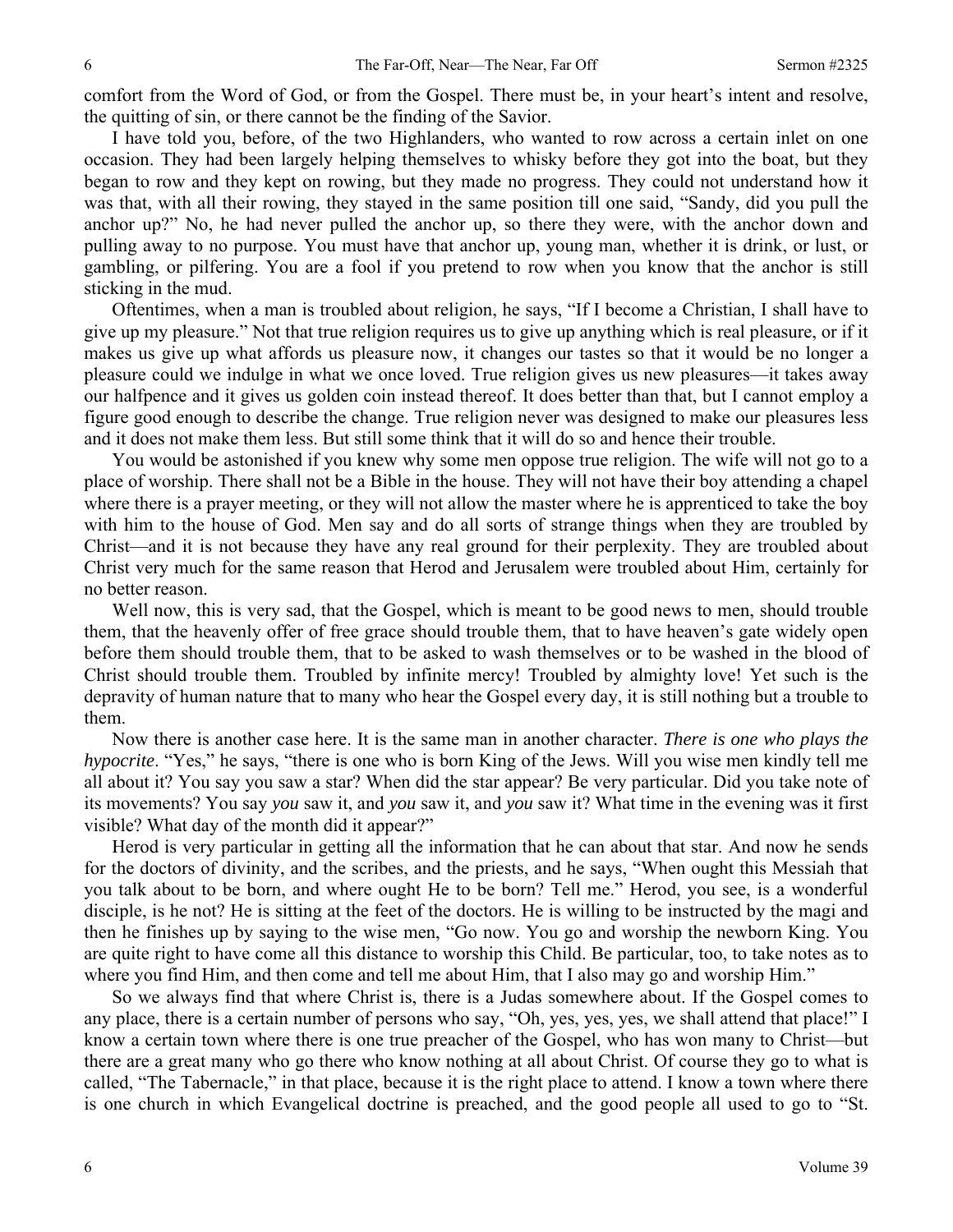comfort from the Word of God, or from the Gospel. There must be, in your heart's intent and resolve, the quitting of sin, or there cannot be the finding of the Savior.

I have told you, before, of the two Highlanders, who wanted to row across a certain inlet on one occasion. They had been largely helping themselves to whisky before they got into the boat, but they began to row and they kept on rowing, but they made no progress. They could not understand how it was that, with all their rowing, they stayed in the same position till one said, "Sandy, did you pull the anchor up?" No, he had never pulled the anchor up, so there they were, with the anchor down and pulling away to no purpose. You must have that anchor up, young man, whether it is drink, or lust, or gambling, or pilfering. You are a fool if you pretend to row when you know that the anchor is still sticking in the mud.

Oftentimes, when a man is troubled about religion, he says, "If I become a Christian, I shall have to give up my pleasure." Not that true religion requires us to give up anything which is real pleasure, or if it makes us give up what affords us pleasure now, it changes our tastes so that it would be no longer a pleasure could we indulge in what we once loved. True religion gives us new pleasures—it takes away our halfpence and it gives us golden coin instead thereof. It does better than that, but I cannot employ a figure good enough to describe the change. True religion never was designed to make our pleasures less and it does not make them less. But still some think that it will do so and hence their trouble.

You would be astonished if you knew why some men oppose true religion. The wife will not go to a place of worship. There shall not be a Bible in the house. They will not have their boy attending a chapel where there is a prayer meeting, or they will not allow the master where he is apprenticed to take the boy with him to the house of God. Men say and do all sorts of strange things when they are troubled by Christ—and it is not because they have any real ground for their perplexity. They are troubled about Christ very much for the same reason that Herod and Jerusalem were troubled about Him, certainly for no better reason.

Well now, this is very sad, that the Gospel, which is meant to be good news to men, should trouble them, that the heavenly offer of free grace should trouble them, that to have heaven's gate widely open before them should trouble them, that to be asked to wash themselves or to be washed in the blood of Christ should trouble them. Troubled by infinite mercy! Troubled by almighty love! Yet such is the depravity of human nature that to many who hear the Gospel every day, it is still nothing but a trouble to them.

Now there is another case here. It is the same man in another character. *There is one who plays the hypocrite*. "Yes," he says, "there is one who is born King of the Jews. Will you wise men kindly tell me all about it? You say you saw a star? When did the star appear? Be very particular. Did you take note of its movements? You say *you* saw it, and *you* saw it, and *you* saw it? What time in the evening was it first visible? What day of the month did it appear?"

Herod is very particular in getting all the information that he can about that star. And now he sends for the doctors of divinity, and the scribes, and the priests, and he says, "When ought this Messiah that you talk about to be born, and where ought He to be born? Tell me." Herod, you see, is a wonderful disciple, is he not? He is sitting at the feet of the doctors. He is willing to be instructed by the magi and then he finishes up by saying to the wise men, "Go now. You go and worship the newborn King. You are quite right to have come all this distance to worship this Child. Be particular, too, to take notes as to where you find Him, and then come and tell me about Him, that I also may go and worship Him."

So we always find that where Christ is, there is a Judas somewhere about. If the Gospel comes to any place, there is a certain number of persons who say, "Oh, yes, yes, yes, we shall attend that place!" I know a certain town where there is one true preacher of the Gospel, who has won many to Christ—but there are a great many who go there who know nothing at all about Christ. Of course they go to what is called, "The Tabernacle," in that place, because it is the right place to attend. I know a town where there is one church in which Evangelical doctrine is preached, and the good people all used to go to "St.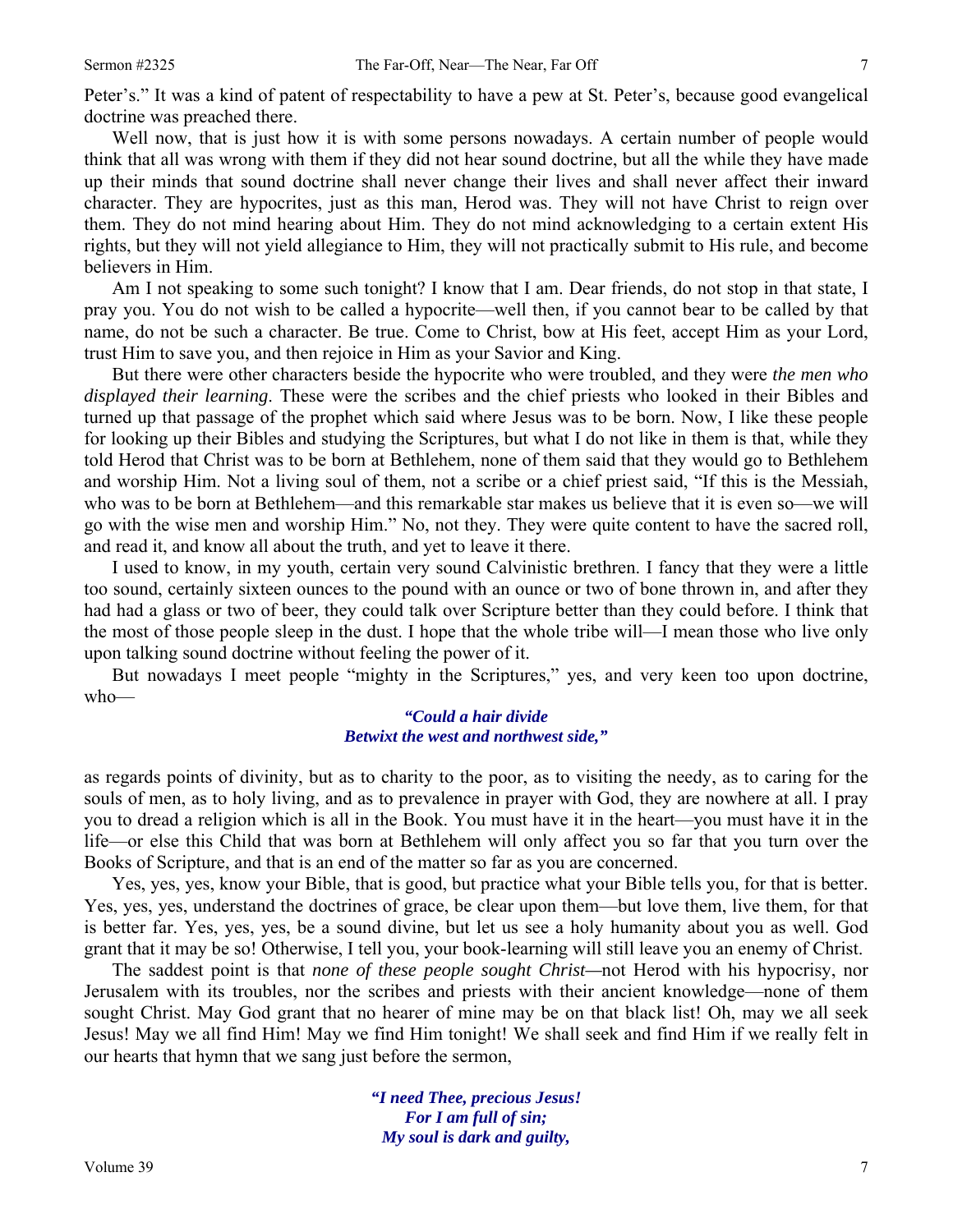Peter's." It was a kind of patent of respectability to have a pew at St. Peter's, because good evangelical doctrine was preached there.

Well now, that is just how it is with some persons nowadays. A certain number of people would think that all was wrong with them if they did not hear sound doctrine, but all the while they have made up their minds that sound doctrine shall never change their lives and shall never affect their inward character. They are hypocrites, just as this man, Herod was. They will not have Christ to reign over them. They do not mind hearing about Him. They do not mind acknowledging to a certain extent His rights, but they will not yield allegiance to Him, they will not practically submit to His rule, and become believers in Him.

Am I not speaking to some such tonight? I know that I am. Dear friends, do not stop in that state, I pray you. You do not wish to be called a hypocrite—well then, if you cannot bear to be called by that name, do not be such a character. Be true. Come to Christ, bow at His feet, accept Him as your Lord, trust Him to save you, and then rejoice in Him as your Savior and King.

But there were other characters beside the hypocrite who were troubled, and they were *the men who displayed their learning*. These were the scribes and the chief priests who looked in their Bibles and turned up that passage of the prophet which said where Jesus was to be born. Now, I like these people for looking up their Bibles and studying the Scriptures, but what I do not like in them is that, while they told Herod that Christ was to be born at Bethlehem, none of them said that they would go to Bethlehem and worship Him. Not a living soul of them, not a scribe or a chief priest said, "If this is the Messiah, who was to be born at Bethlehem—and this remarkable star makes us believe that it is even so—we will go with the wise men and worship Him." No, not they. They were quite content to have the sacred roll, and read it, and know all about the truth, and yet to leave it there.

I used to know, in my youth, certain very sound Calvinistic brethren. I fancy that they were a little too sound, certainly sixteen ounces to the pound with an ounce or two of bone thrown in, and after they had had a glass or two of beer, they could talk over Scripture better than they could before. I think that the most of those people sleep in the dust. I hope that the whole tribe will—I mean those who live only upon talking sound doctrine without feeling the power of it.

But nowadays I meet people "mighty in the Scriptures," yes, and very keen too upon doctrine, who—

> ***"Could a hair divide***
> ***Betwixt the west and northwest side,"***

as regards points of divinity, but as to charity to the poor, as to visiting the needy, as to caring for the souls of men, as to holy living, and as to prevalence in prayer with God, they are nowhere at all. I pray you to dread a religion which is all in the Book. You must have it in the heart—you must have it in the life—or else this Child that was born at Bethlehem will only affect you so far that you turn over the Books of Scripture, and that is an end of the matter so far as you are concerned.

Yes, yes, yes, know your Bible, that is good, but practice what your Bible tells you, for that is better. Yes, yes, yes, understand the doctrines of grace, be clear upon them—but love them, live them, for that is better far. Yes, yes, yes, be a sound divine, but let us see a holy humanity about you as well. God grant that it may be so! Otherwise, I tell you, your book-learning will still leave you an enemy of Christ.

The saddest point is that *none of these people sought Christ*—not Herod with his hypocrisy, nor Jerusalem with its troubles, nor the scribes and priests with their ancient knowledge—none of them sought Christ. May God grant that no hearer of mine may be on that black list! Oh, may we all seek Jesus! May we all find Him! May we find Him tonight! We shall seek and find Him if we really felt in our hearts that hymn that we sang just before the sermon,

> ***"I need Thee, precious Jesus!***
> ***For I am full of sin;***
> ***My soul is dark and guilty,***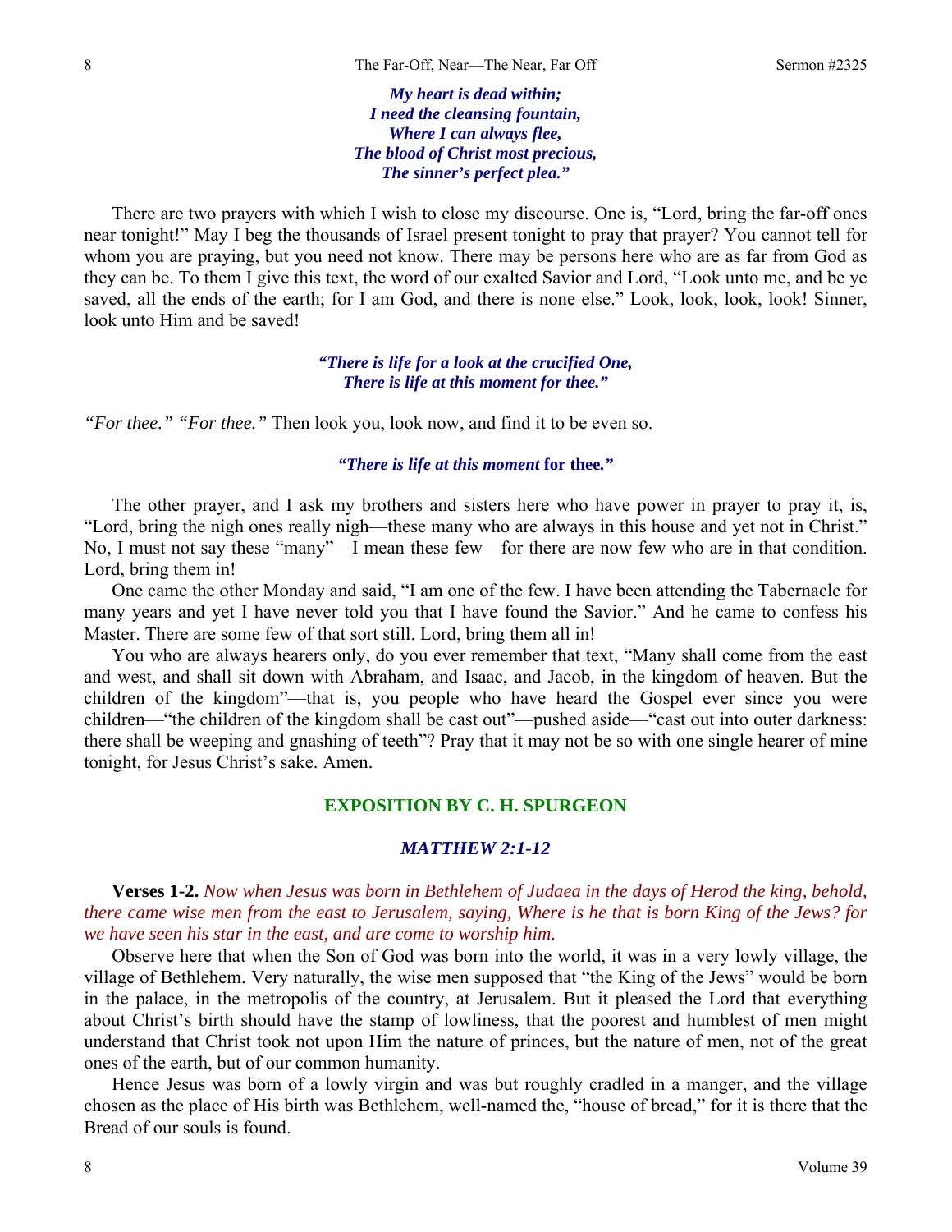*My heart is dead within;*
*I need the cleansing fountain,*
*Where I can always flee,*
*The blood of Christ most precious,*
*The sinner's perfect plea."*

There are two prayers with which I wish to close my discourse. One is, "Lord, bring the far-off ones near tonight!" May I beg the thousands of Israel present tonight to pray that prayer? You cannot tell for whom you are praying, but you need not know. There may be persons here who are as far from God as they can be. To them I give this text, the word of our exalted Savior and Lord, "Look unto me, and be ye saved, all the ends of the earth; for I am God, and there is none else." Look, look, look, look! Sinner, look unto Him and be saved!

*"There is life for a look at the crucified One,*
*There is life at this moment for thee."*

*"For thee." "For thee."* Then look you, look now, and find it to be even so.

*"There is life at this moment* **for thee.***"*

The other prayer, and I ask my brothers and sisters here who have power in prayer to pray it, is, "Lord, bring the nigh ones really nigh—these many who are always in this house and yet not in Christ." No, I must not say these "many"—I mean these few—for there are now few who are in that condition. Lord, bring them in!

One came the other Monday and said, "I am one of the few. I have been attending the Tabernacle for many years and yet I have never told you that I have found the Savior." And he came to confess his Master. There are some few of that sort still. Lord, bring them all in!

You who are always hearers only, do you ever remember that text, "Many shall come from the east and west, and shall sit down with Abraham, and Isaac, and Jacob, in the kingdom of heaven. But the children of the kingdom"—that is, you people who have heard the Gospel ever since you were children—"the children of the kingdom shall be cast out"—pushed aside—"cast out into outer darkness: there shall be weeping and gnashing of teeth"? Pray that it may not be so with one single hearer of mine tonight, for Jesus Christ's sake. Amen.

## EXPOSITION BY C. H. SPURGEON

### *MATTHEW 2:1-12*

**Verses 1-2.** *Now when Jesus was born in Bethlehem of Judaea in the days of Herod the king, behold, there came wise men from the east to Jerusalem, saying, Where is he that is born King of the Jews? for we have seen his star in the east, and are come to worship him.*

Observe here that when the Son of God was born into the world, it was in a very lowly village, the village of Bethlehem. Very naturally, the wise men supposed that "the King of the Jews" would be born in the palace, in the metropolis of the country, at Jerusalem. But it pleased the Lord that everything about Christ's birth should have the stamp of lowliness, that the poorest and humblest of men might understand that Christ took not upon Him the nature of princes, but the nature of men, not of the great ones of the earth, but of our common humanity.

Hence Jesus was born of a lowly virgin and was but roughly cradled in a manger, and the village chosen as the place of His birth was Bethlehem, well-named the, "house of bread," for it is there that the Bread of our souls is found.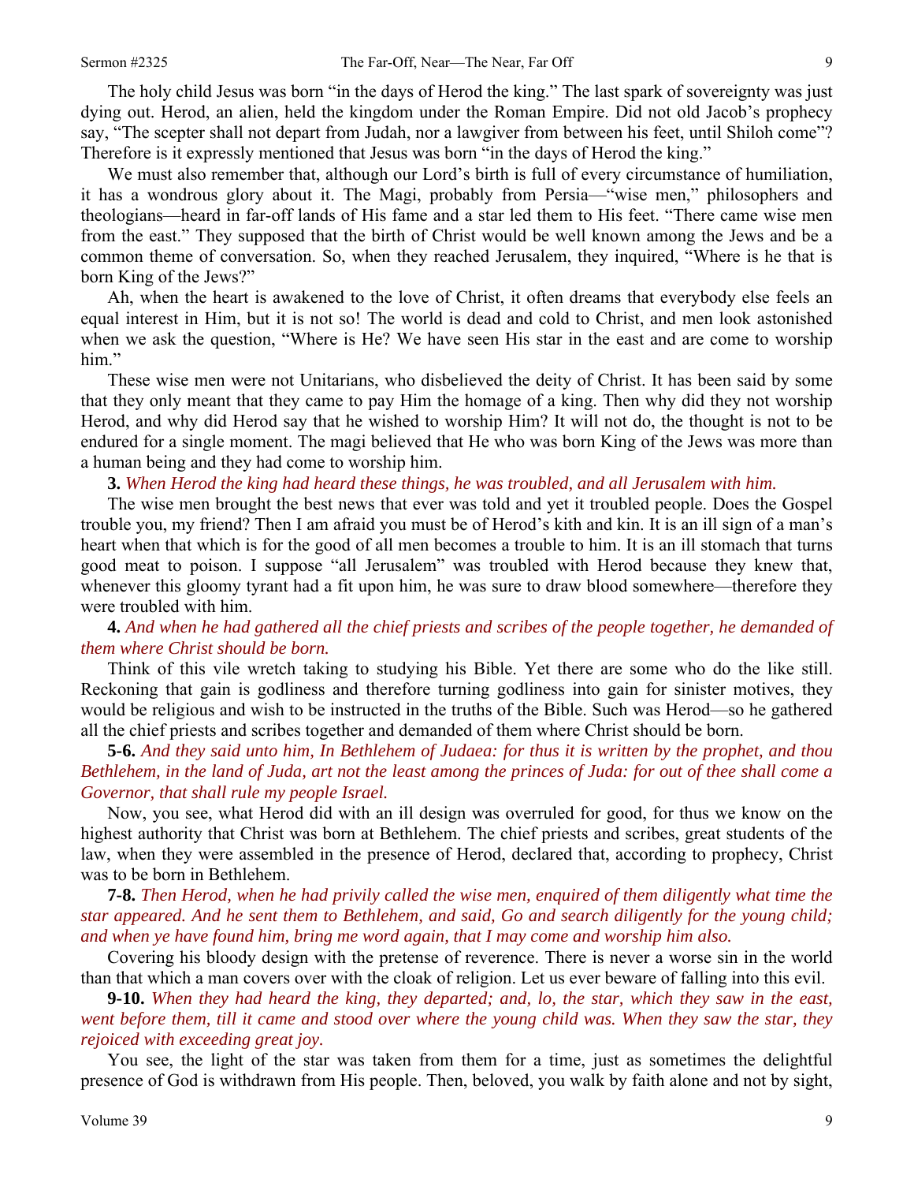The holy child Jesus was born "in the days of Herod the king." The last spark of sovereignty was just dying out. Herod, an alien, held the kingdom under the Roman Empire. Did not old Jacob's prophecy say, "The scepter shall not depart from Judah, nor a lawgiver from between his feet, until Shiloh come"? Therefore is it expressly mentioned that Jesus was born "in the days of Herod the king."

We must also remember that, although our Lord's birth is full of every circumstance of humiliation, it has a wondrous glory about it. The Magi, probably from Persia—"wise men," philosophers and theologians—heard in far-off lands of His fame and a star led them to His feet. "There came wise men from the east." They supposed that the birth of Christ would be well known among the Jews and be a common theme of conversation. So, when they reached Jerusalem, they inquired, "Where is he that is born King of the Jews?"

Ah, when the heart is awakened to the love of Christ, it often dreams that everybody else feels an equal interest in Him, but it is not so! The world is dead and cold to Christ, and men look astonished when we ask the question, "Where is He? We have seen His star in the east and are come to worship him."

These wise men were not Unitarians, who disbelieved the deity of Christ. It has been said by some that they only meant that they came to pay Him the homage of a king. Then why did they not worship Herod, and why did Herod say that he wished to worship Him? It will not do, the thought is not to be endured for a single moment. The magi believed that He who was born King of the Jews was more than a human being and they had come to worship him.

**3.** *When Herod the king had heard these things, he was troubled, and all Jerusalem with him.*

The wise men brought the best news that ever was told and yet it troubled people. Does the Gospel trouble you, my friend? Then I am afraid you must be of Herod's kith and kin. It is an ill sign of a man's heart when that which is for the good of all men becomes a trouble to him. It is an ill stomach that turns good meat to poison. I suppose "all Jerusalem" was troubled with Herod because they knew that, whenever this gloomy tyrant had a fit upon him, he was sure to draw blood somewhere—therefore they were troubled with him.

**4.** *And when he had gathered all the chief priests and scribes of the people together, he demanded of them where Christ should be born.*

Think of this vile wretch taking to studying his Bible. Yet there are some who do the like still. Reckoning that gain is godliness and therefore turning godliness into gain for sinister motives, they would be religious and wish to be instructed in the truths of the Bible. Such was Herod—so he gathered all the chief priests and scribes together and demanded of them where Christ should be born.

**5-6.** *And they said unto him, In Bethlehem of Judaea: for thus it is written by the prophet, and thou Bethlehem, in the land of Juda, art not the least among the princes of Juda: for out of thee shall come a Governor, that shall rule my people Israel.*

Now, you see, what Herod did with an ill design was overruled for good, for thus we know on the highest authority that Christ was born at Bethlehem. The chief priests and scribes, great students of the law, when they were assembled in the presence of Herod, declared that, according to prophecy, Christ was to be born in Bethlehem.

**7-8.** *Then Herod, when he had privily called the wise men, enquired of them diligently what time the star appeared. And he sent them to Bethlehem, and said, Go and search diligently for the young child; and when ye have found him, bring me word again, that I may come and worship him also.*

Covering his bloody design with the pretense of reverence. There is never a worse sin in the world than that which a man covers over with the cloak of religion. Let us ever beware of falling into this evil.

**9-10.** *When they had heard the king, they departed; and, lo, the star, which they saw in the east, went before them, till it came and stood over where the young child was. When they saw the star, they rejoiced with exceeding great joy.*

You see, the light of the star was taken from them for a time, just as sometimes the delightful presence of God is withdrawn from His people. Then, beloved, you walk by faith alone and not by sight,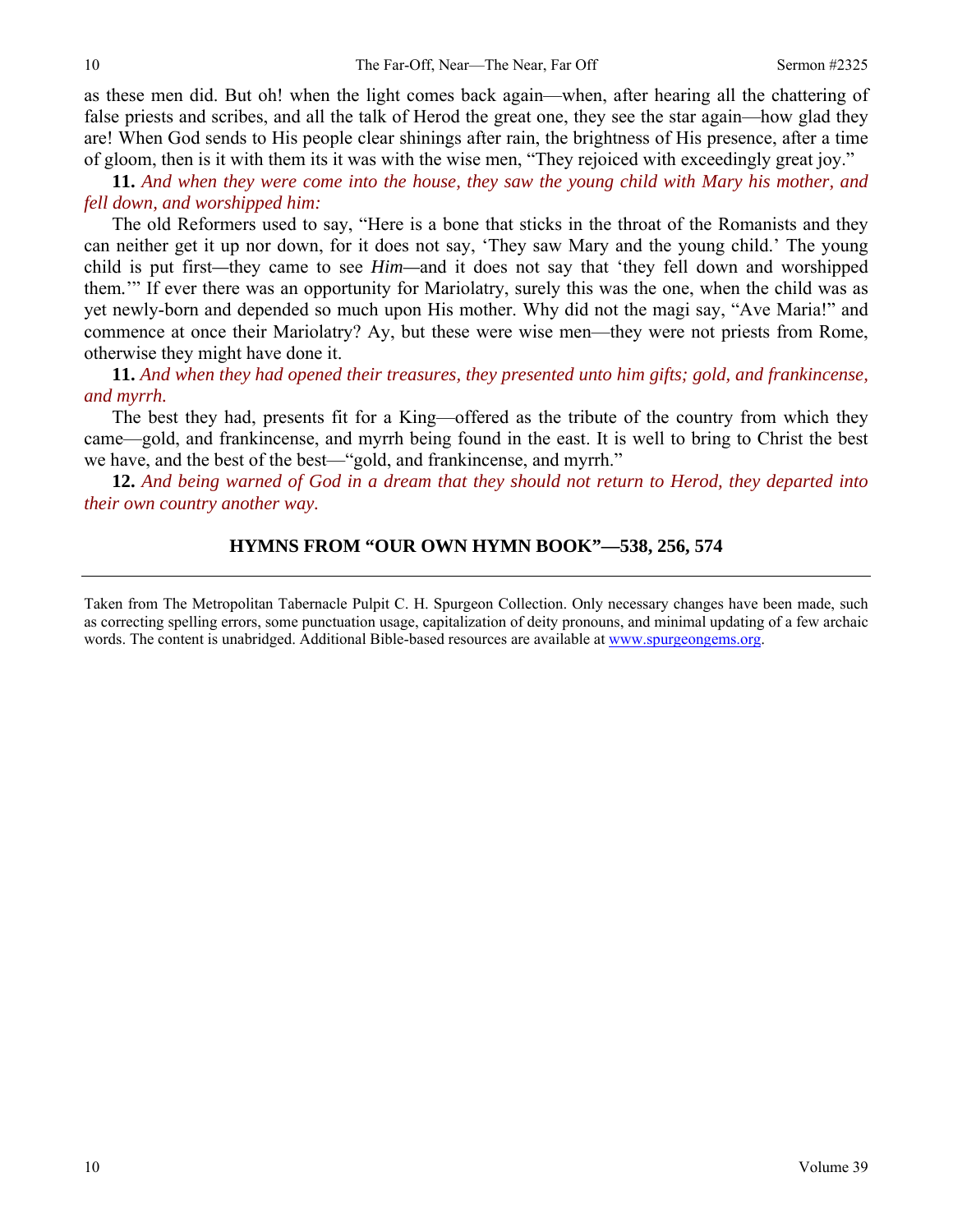as these men did. But oh! when the light comes back again—when, after hearing all the chattering of false priests and scribes, and all the talk of Herod the great one, they see the star again—how glad they are! When God sends to His people clear shinings after rain, the brightness of His presence, after a time of gloom, then is it with them its it was with the wise men, "They rejoiced with exceedingly great joy."

**11.** *And when they were come into the house, they saw the young child with Mary his mother, and fell down, and worshipped him:*

The old Reformers used to say, "Here is a bone that sticks in the throat of the Romanists and they can neither get it up nor down, for it does not say, 'They saw Mary and the young child.' The young child is put first—they came to see *Him*—and it does not say that 'they fell down and worshipped them.'" If ever there was an opportunity for Mariolatry, surely this was the one, when the child was as yet newly-born and depended so much upon His mother. Why did not the magi say, "Ave Maria!" and commence at once their Mariolatry? Ay, but these were wise men—they were not priests from Rome, otherwise they might have done it.

**11.** *And when they had opened their treasures, they presented unto him gifts; gold, and frankincense, and myrrh.*

The best they had, presents fit for a King—offered as the tribute of the country from which they came—gold, and frankincense, and myrrh being found in the east. It is well to bring to Christ the best we have, and the best of the best—"gold, and frankincense, and myrrh."

**12.** *And being warned of God in a dream that they should not return to Herod, they departed into their own country another way.*

**HYMNS FROM "OUR OWN HYMN BOOK"—538, 256, 574**

---

Taken from The Metropolitan Tabernacle Pulpit C. H. Spurgeon Collection. Only necessary changes have been made, such as correcting spelling errors, some punctuation usage, capitalization of deity pronouns, and minimal updating of a few archaic words. The content is unabridged. Additional Bible-based resources are available at www.spurgeongems.org.